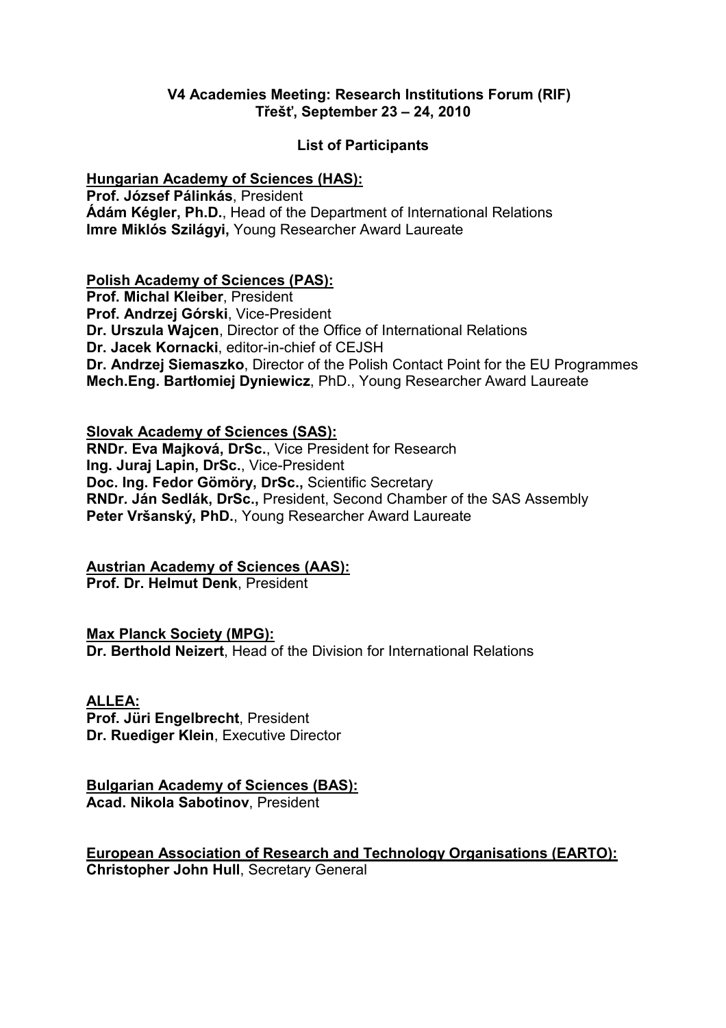**V4 Academies Meeting: Research Institutions Forum (RIF)**
**Třešť, September 23 – 24, 2010**

**List of Participants**

**Hungarian Academy of Sciences (HAS):**
**Prof. József Pálinkás**, President
**Ádám Kégler, Ph.D.**, Head of the Department of International Relations
**Imre Miklós Szilágyi,** Young Researcher Award Laureate

**Polish Academy of Sciences (PAS):**
**Prof. Michal Kleiber**, President
**Prof. Andrzej Górski**, Vice-President
**Dr. Urszula Wajcen**, Director of the Office of International Relations
**Dr. Jacek Kornacki**, editor-in-chief of CEJSH
**Dr. Andrzej Siemaszko**, Director of the Polish Contact Point for the EU Programmes
**Mech.Eng. Bartłomiej Dyniewicz**, PhD., Young Researcher Award Laureate

**Slovak Academy of Sciences (SAS):**
**RNDr. Eva Majková, DrSc.**, Vice President for Research
**Ing. Juraj Lapin, DrSc.**, Vice-President
**Doc. Ing. Fedor Gömöry, DrSc.,** Scientific Secretary
**RNDr. Ján Sedlák, DrSc.,** President, Second Chamber of the SAS Assembly
**Peter Vršanský, PhD.**, Young Researcher Award Laureate

**Austrian Academy of Sciences (AAS):**
**Prof. Dr. Helmut Denk**, President

**Max Planck Society (MPG):**
**Dr. Berthold Neizert**, Head of the Division for International Relations

**ALLEA:**
**Prof. Jüri Engelbrecht**, President
**Dr. Ruediger Klein**, Executive Director

**Bulgarian Academy of Sciences (BAS):**
**Acad. Nikola Sabotinov**, President

**European Association of Research and Technology Organisations (EARTO):**
**Christopher John Hull**, Secretary General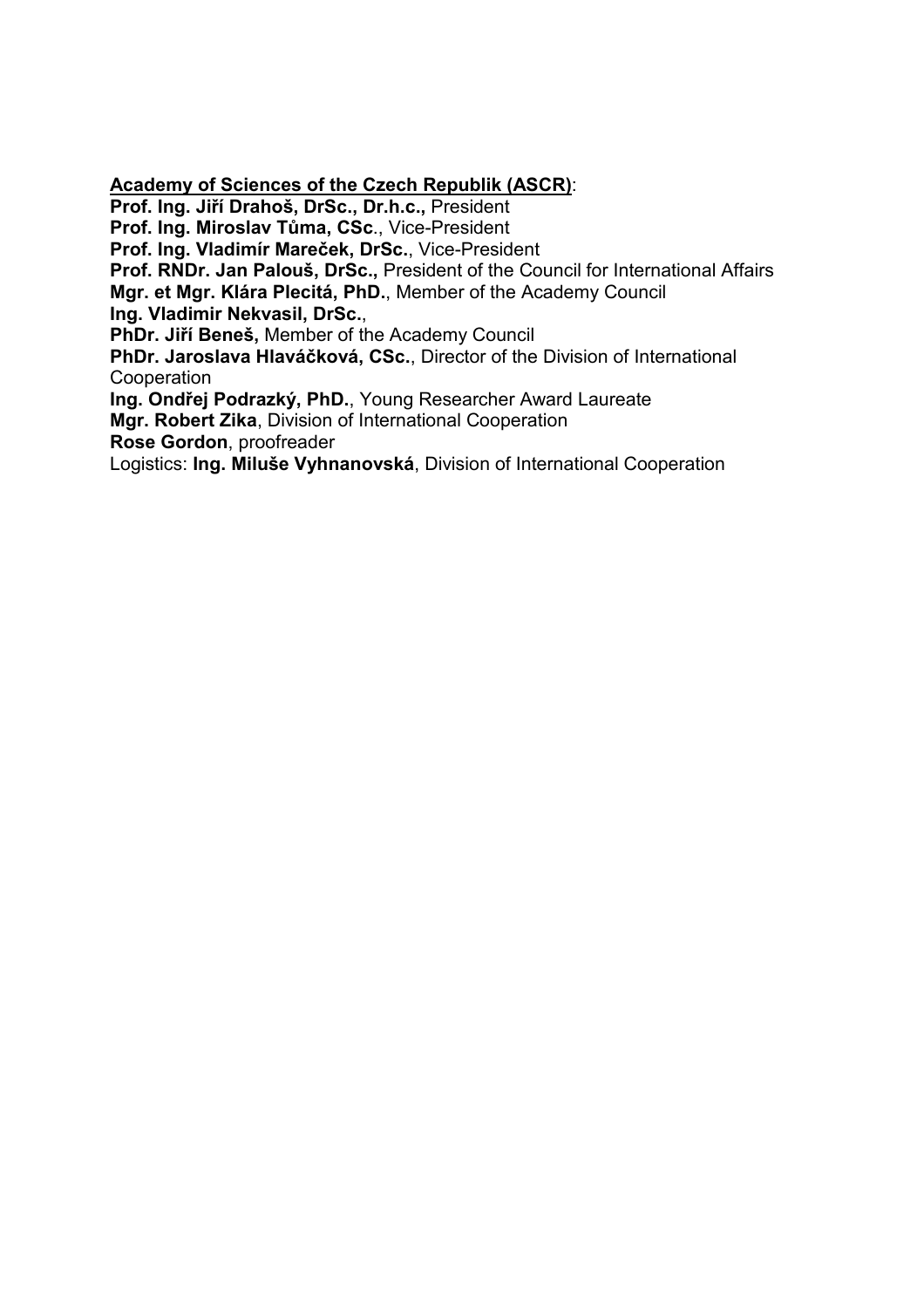**Academy of Sciences of the Czech Republik (ASCR)**:
**Prof. Ing. Jiří Drahoš, DrSc., Dr.h.c.,** President
**Prof. Ing. Miroslav Tůma, CSc**., Vice-President
**Prof. Ing. Vladimír Mareček, DrSc.**, Vice-President
**Prof. RNDr. Jan Palouš, DrSc.,** President of the Council for International Affairs
**Mgr. et Mgr. Klára Plecitá, PhD.**, Member of the Academy Council
**Ing. Vladimir Nekvasil, DrSc.**,
**PhDr. Jiří Beneš,** Member of the Academy Council
**PhDr. Jaroslava Hlaváčková, CSc.**, Director of the Division of International Cooperation
**Ing. Ondřej Podrazký, PhD.**, Young Researcher Award Laureate
**Mgr. Robert Zika**, Division of International Cooperation
**Rose Gordon**, proofreader
Logistics: **Ing. Miluše Vyhnanovská**, Division of International Cooperation